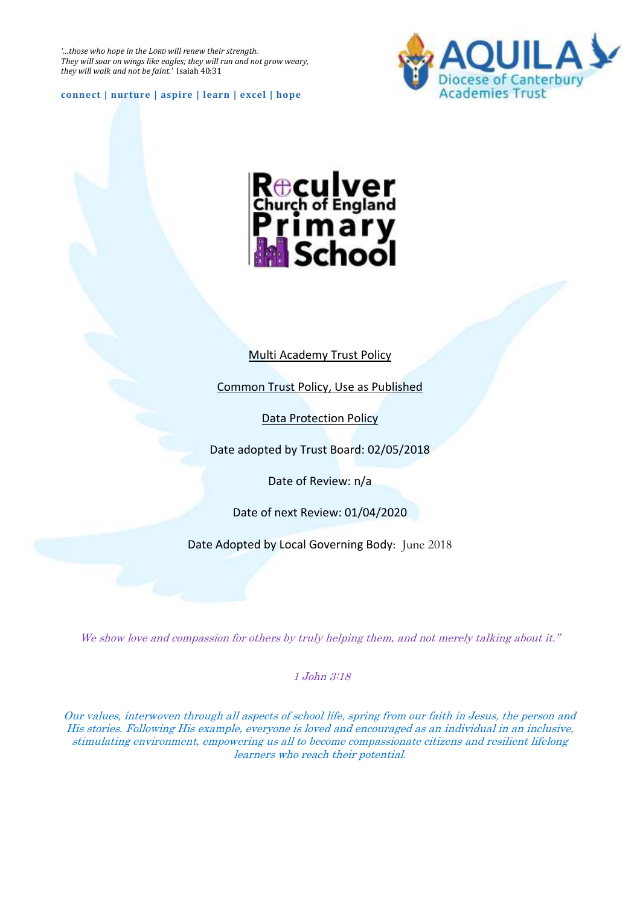*'...those who hope in the LORD will renew their strength. They will soar on wings like eagles; they will run and not grow weary, they will walk and not be faint.'* Isaiah 40:31

**connect | nurture | aspire | learn | excel | hope**

AQUILA
Diocese of Canterbury
Academies Trust

Reculver Church of England Primary School

Multi Academy Trust Policy

Common Trust Policy, Use as Published

Data Protection Policy

Date adopted by Trust Board: 02/05/2018

Date of Review: n/a

Date of next Review: 01/04/2020

Date Adopted by Local Governing Body: June 2018

*We show love and compassion for others by truly helping them, and not merely talking about it."*

*1 John 3:18*

*Our values, interwoven through all aspects of school life, spring from our faith in Jesus, the person and His stories. Following His example, everyone is loved and encouraged as an individual in an inclusive, stimulating environment, empowering us all to become compassionate citizens and resilient lifelong learners who reach their potential.*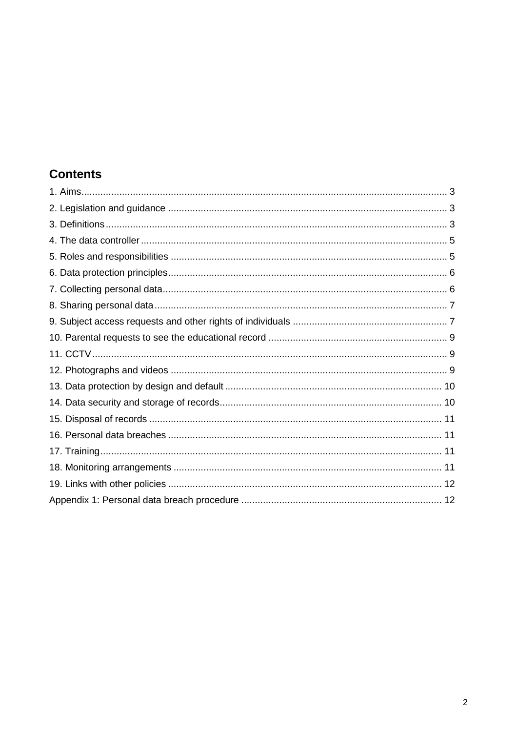## Contents

1. Aims ........................................................................................................................ 3
2. Legislation and guidance ...................................................................................... 3
3. Definitions ............................................................................................................. 3
4. The data controller ................................................................................................ 5
5. Roles and responsibilities ..................................................................................... 5
6. Data protection principles ...................................................................................... 6
7. Collecting personal data ........................................................................................ 6
8. Sharing personal data ........................................................................................... 7
9. Subject access requests and other rights of individuals ......................................... 7
10. Parental requests to see the educational record ................................................. 9
11. CCTV .................................................................................................................. 9
12. Photographs and videos ..................................................................................... 9
13. Data protection by design and default ............................................................... 10
14. Data security and storage of records ................................................................. 10
15. Disposal of records ........................................................................................... 11
16. Personal data breaches .................................................................................... 11
17. Training ............................................................................................................. 11
18. Monitoring arrangements .................................................................................. 11
19. Links with other policies .................................................................................... 12

Appendix 1: Personal data breach procedure .......................................................... 12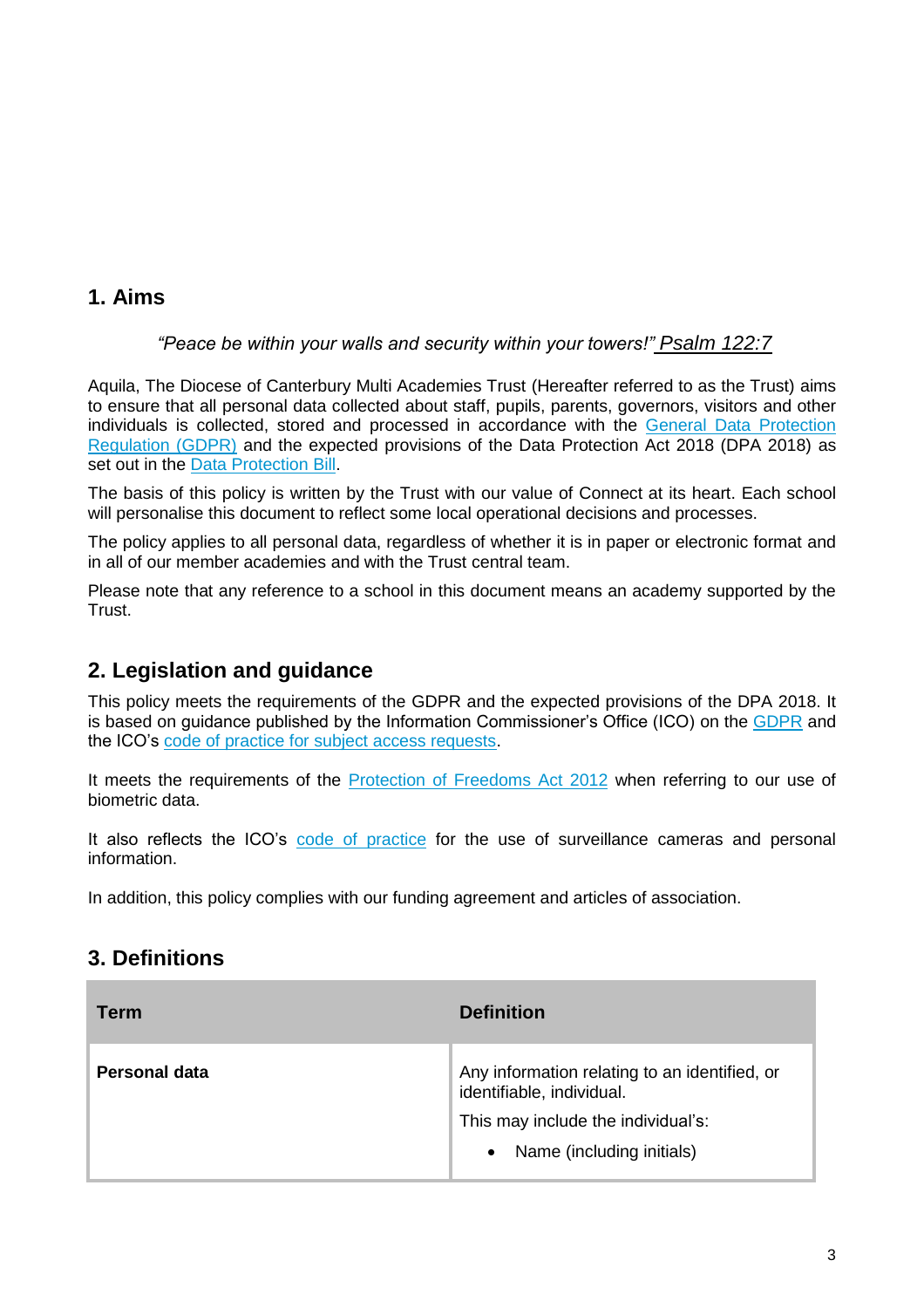## 1. Aims

*"Peace be within your walls and security within your towers!" Psalm 122:7*

Aquila, The Diocese of Canterbury Multi Academies Trust (Hereafter referred to as the Trust) aims to ensure that all personal data collected about staff, pupils, parents, governors, visitors and other individuals is collected, stored and processed in accordance with the General Data Protection Regulation (GDPR) and the expected provisions of the Data Protection Act 2018 (DPA 2018) as set out in the Data Protection Bill.

The basis of this policy is written by the Trust with our value of Connect at its heart. Each school will personalise this document to reflect some local operational decisions and processes.

The policy applies to all personal data, regardless of whether it is in paper or electronic format and in all of our member academies and with the Trust central team.

Please note that any reference to a school in this document means an academy supported by the Trust.

## 2. Legislation and guidance

This policy meets the requirements of the GDPR and the expected provisions of the DPA 2018. It is based on guidance published by the Information Commissioner's Office (ICO) on the GDPR and the ICO's code of practice for subject access requests.

It meets the requirements of the Protection of Freedoms Act 2012 when referring to our use of biometric data.

It also reflects the ICO's code of practice for the use of surveillance cameras and personal information.

In addition, this policy complies with our funding agreement and articles of association.

## 3. Definitions

| Term | Definition |
|---|---|
| **Personal data** | Any information relating to an identified, or identifiable, individual.<br>This may include the individual's:<br>• Name (including initials) |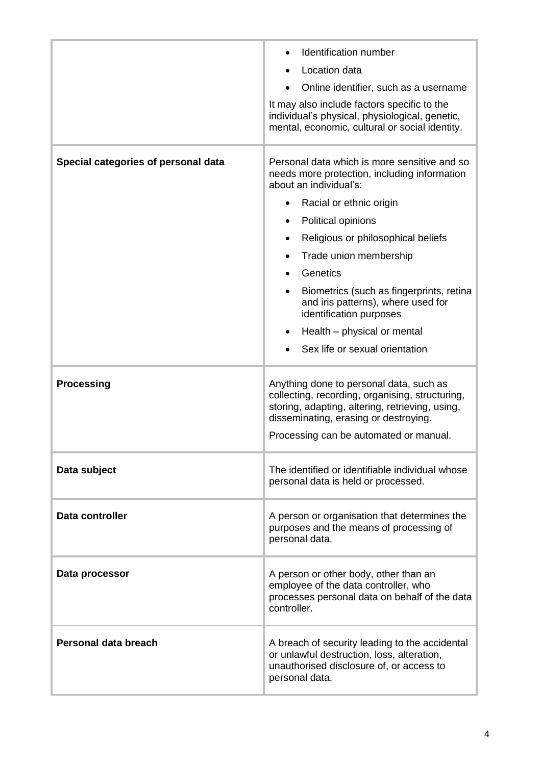| | |
|---|---|
| | • Identification number<br>• Location data<br>• Online identifier, such as a username<br><br>It may also include factors specific to the individual's physical, physiological, genetic, mental, economic, cultural or social identity. |
| **Special categories of personal data** | Personal data which is more sensitive and so needs more protection, including information about an individual's:<br><br>• Racial or ethnic origin<br>• Political opinions<br>• Religious or philosophical beliefs<br>• Trade union membership<br>• Genetics<br>• Biometrics (such as fingerprints, retina and iris patterns), where used for identification purposes<br>• Health – physical or mental<br>• Sex life or sexual orientation |
| **Processing** | Anything done to personal data, such as collecting, recording, organising, structuring, storing, adapting, altering, retrieving, using, disseminating, erasing or destroying.<br><br>Processing can be automated or manual. |
| **Data subject** | The identified or identifiable individual whose personal data is held or processed. |
| **Data controller** | A person or organisation that determines the purposes and the means of processing of personal data. |
| **Data processor** | A person or other body, other than an employee of the data controller, who processes personal data on behalf of the data controller. |
| **Personal data breach** | A breach of security leading to the accidental or unlawful destruction, loss, alteration, unauthorised disclosure of, or access to personal data. |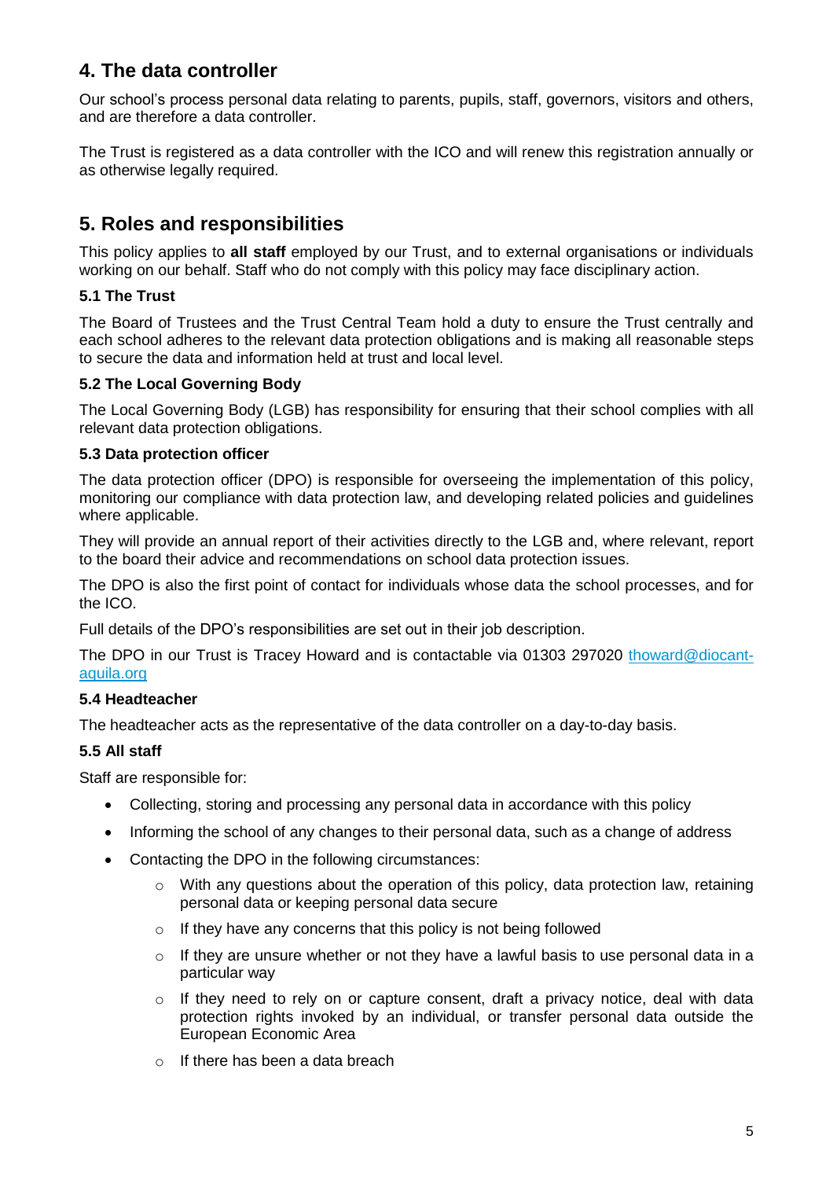## 4. The data controller

Our school's process personal data relating to parents, pupils, staff, governors, visitors and others, and are therefore a data controller.

The Trust is registered as a data controller with the ICO and will renew this registration annually or as otherwise legally required.

## 5. Roles and responsibilities

This policy applies to **all staff** employed by our Trust, and to external organisations or individuals working on our behalf. Staff who do not comply with this policy may face disciplinary action.

### 5.1 The Trust

The Board of Trustees and the Trust Central Team hold a duty to ensure the Trust centrally and each school adheres to the relevant data protection obligations and is making all reasonable steps to secure the data and information held at trust and local level.

### 5.2 The Local Governing Body

The Local Governing Body (LGB) has responsibility for ensuring that their school complies with all relevant data protection obligations.

### 5.3 Data protection officer

The data protection officer (DPO) is responsible for overseeing the implementation of this policy, monitoring our compliance with data protection law, and developing related policies and guidelines where applicable.

They will provide an annual report of their activities directly to the LGB and, where relevant, report to the board their advice and recommendations on school data protection issues.

The DPO is also the first point of contact for individuals whose data the school processes, and for the ICO.

Full details of the DPO's responsibilities are set out in their job description.

The DPO in our Trust is Tracey Howard and is contactable via 01303 297020 [thoward@diocant-aquila.org](mailto:thoward@diocant-aquila.org)

### 5.4 Headteacher

The headteacher acts as the representative of the data controller on a day-to-day basis.

### 5.5 All staff

Staff are responsible for:

- Collecting, storing and processing any personal data in accordance with this policy
- Informing the school of any changes to their personal data, such as a change of address
- Contacting the DPO in the following circumstances:
  - With any questions about the operation of this policy, data protection law, retaining personal data or keeping personal data secure
  - If they have any concerns that this policy is not being followed
  - If they are unsure whether or not they have a lawful basis to use personal data in a particular way
  - If they need to rely on or capture consent, draft a privacy notice, deal with data protection rights invoked by an individual, or transfer personal data outside the European Economic Area
  - If there has been a data breach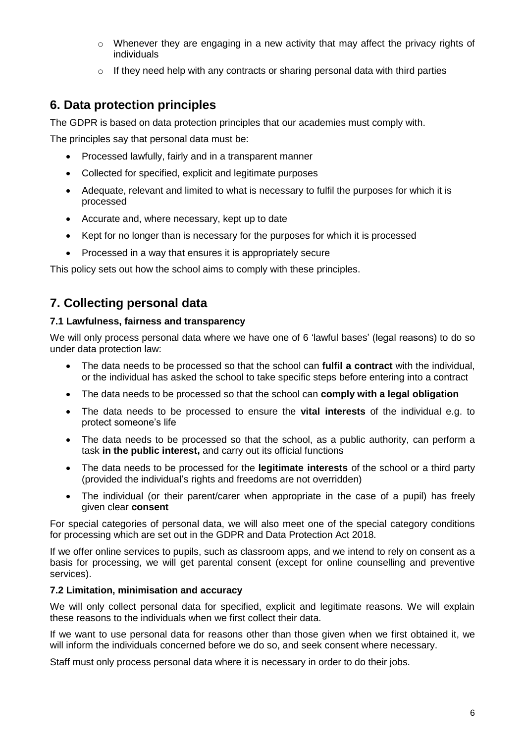- Whenever they are engaging in a new activity that may affect the privacy rights of individuals
  - If they need help with any contracts or sharing personal data with third parties

## 6. Data protection principles

The GDPR is based on data protection principles that our academies must comply with.

The principles say that personal data must be:

- Processed lawfully, fairly and in a transparent manner
- Collected for specified, explicit and legitimate purposes
- Adequate, relevant and limited to what is necessary to fulfil the purposes for which it is processed
- Accurate and, where necessary, kept up to date
- Kept for no longer than is necessary for the purposes for which it is processed
- Processed in a way that ensures it is appropriately secure

This policy sets out how the school aims to comply with these principles.

## 7. Collecting personal data

### 7.1 Lawfulness, fairness and transparency

We will only process personal data where we have one of 6 'lawful bases' (legal reasons) to do so under data protection law:

- The data needs to be processed so that the school can **fulfil a contract** with the individual, or the individual has asked the school to take specific steps before entering into a contract
- The data needs to be processed so that the school can **comply with a legal obligation**
- The data needs to be processed to ensure the **vital interests** of the individual e.g. to protect someone's life
- The data needs to be processed so that the school, as a public authority, can perform a task **in the public interest,** and carry out its official functions
- The data needs to be processed for the **legitimate interests** of the school or a third party (provided the individual's rights and freedoms are not overridden)
- The individual (or their parent/carer when appropriate in the case of a pupil) has freely given clear **consent**

For special categories of personal data, we will also meet one of the special category conditions for processing which are set out in the GDPR and Data Protection Act 2018.

If we offer online services to pupils, such as classroom apps, and we intend to rely on consent as a basis for processing, we will get parental consent (except for online counselling and preventive services).

### 7.2 Limitation, minimisation and accuracy

We will only collect personal data for specified, explicit and legitimate reasons. We will explain these reasons to the individuals when we first collect their data.

If we want to use personal data for reasons other than those given when we first obtained it, we will inform the individuals concerned before we do so, and seek consent where necessary.

Staff must only process personal data where it is necessary in order to do their jobs.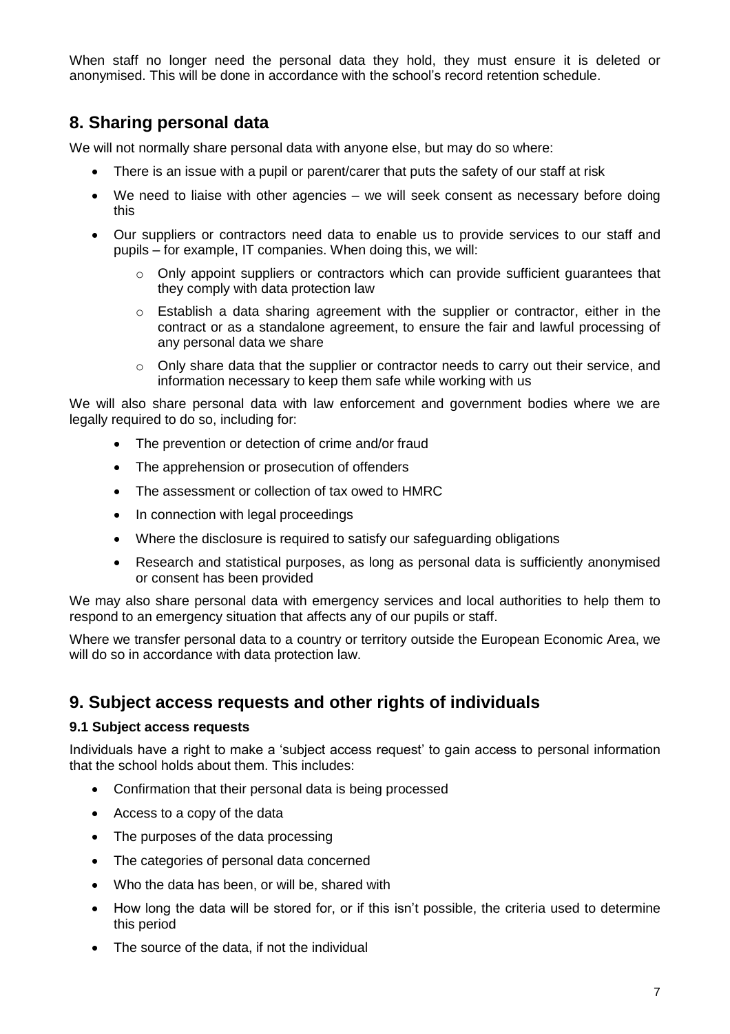When staff no longer need the personal data they hold, they must ensure it is deleted or anonymised. This will be done in accordance with the school's record retention schedule.

## 8. Sharing personal data

We will not normally share personal data with anyone else, but may do so where:

- There is an issue with a pupil or parent/carer that puts the safety of our staff at risk
- We need to liaise with other agencies – we will seek consent as necessary before doing this
- Our suppliers or contractors need data to enable us to provide services to our staff and pupils – for example, IT companies. When doing this, we will:
  - Only appoint suppliers or contractors which can provide sufficient guarantees that they comply with data protection law
  - Establish a data sharing agreement with the supplier or contractor, either in the contract or as a standalone agreement, to ensure the fair and lawful processing of any personal data we share
  - Only share data that the supplier or contractor needs to carry out their service, and information necessary to keep them safe while working with us

We will also share personal data with law enforcement and government bodies where we are legally required to do so, including for:

- The prevention or detection of crime and/or fraud
- The apprehension or prosecution of offenders
- The assessment or collection of tax owed to HMRC
- In connection with legal proceedings
- Where the disclosure is required to satisfy our safeguarding obligations
- Research and statistical purposes, as long as personal data is sufficiently anonymised or consent has been provided

We may also share personal data with emergency services and local authorities to help them to respond to an emergency situation that affects any of our pupils or staff.

Where we transfer personal data to a country or territory outside the European Economic Area, we will do so in accordance with data protection law.

## 9. Subject access requests and other rights of individuals

### 9.1 Subject access requests

Individuals have a right to make a 'subject access request' to gain access to personal information that the school holds about them. This includes:

- Confirmation that their personal data is being processed
- Access to a copy of the data
- The purposes of the data processing
- The categories of personal data concerned
- Who the data has been, or will be, shared with
- How long the data will be stored for, or if this isn't possible, the criteria used to determine this period
- The source of the data, if not the individual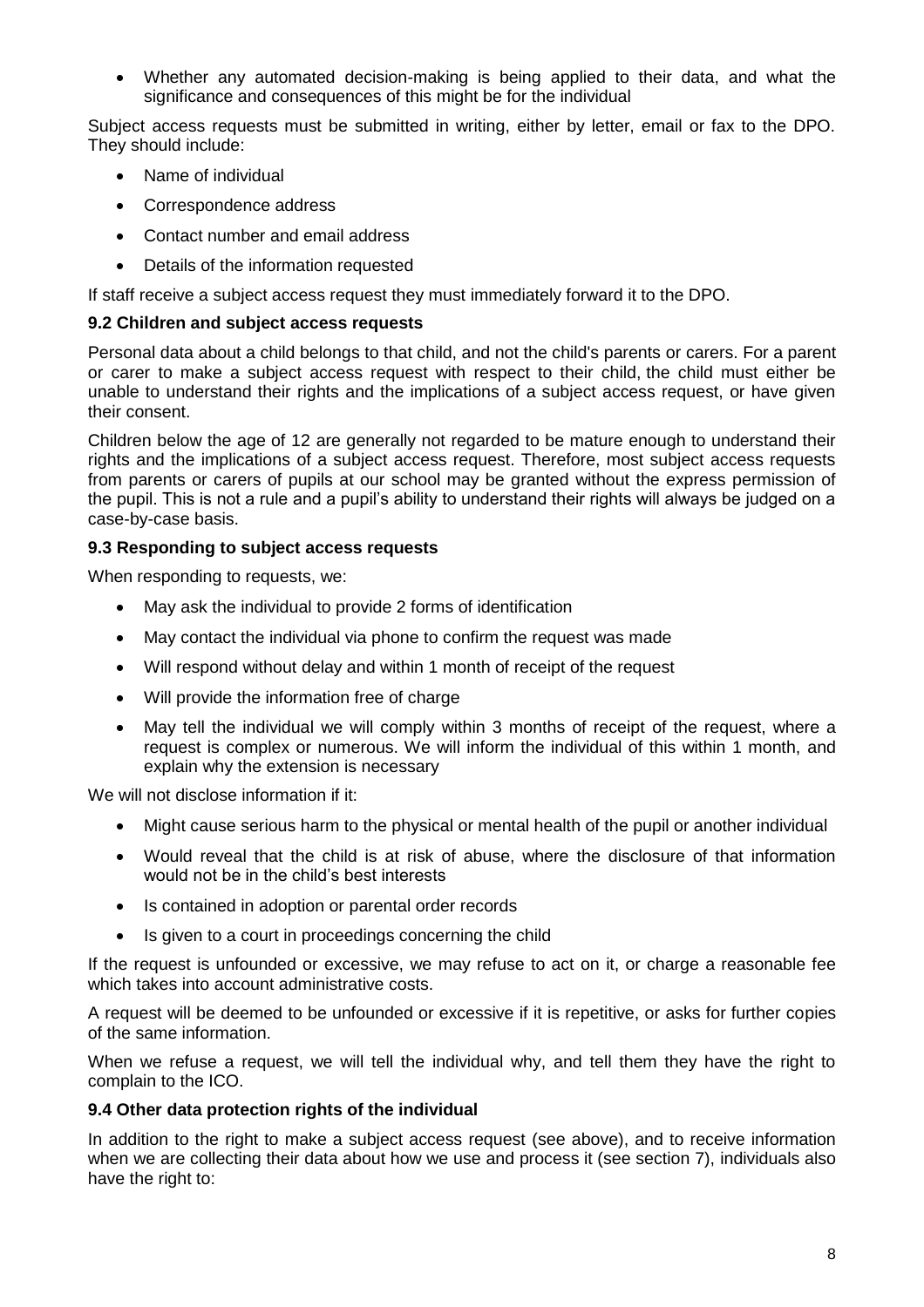- Whether any automated decision-making is being applied to their data, and what the significance and consequences of this might be for the individual

Subject access requests must be submitted in writing, either by letter, email or fax to the DPO. They should include:

- Name of individual
- Correspondence address
- Contact number and email address
- Details of the information requested

If staff receive a subject access request they must immediately forward it to the DPO.

### 9.2 Children and subject access requests

Personal data about a child belongs to that child, and not the child's parents or carers. For a parent or carer to make a subject access request with respect to their child, the child must either be unable to understand their rights and the implications of a subject access request, or have given their consent.

Children below the age of 12 are generally not regarded to be mature enough to understand their rights and the implications of a subject access request. Therefore, most subject access requests from parents or carers of pupils at our school may be granted without the express permission of the pupil. This is not a rule and a pupil's ability to understand their rights will always be judged on a case-by-case basis.

### 9.3 Responding to subject access requests

When responding to requests, we:

- May ask the individual to provide 2 forms of identification
- May contact the individual via phone to confirm the request was made
- Will respond without delay and within 1 month of receipt of the request
- Will provide the information free of charge
- May tell the individual we will comply within 3 months of receipt of the request, where a request is complex or numerous. We will inform the individual of this within 1 month, and explain why the extension is necessary

We will not disclose information if it:

- Might cause serious harm to the physical or mental health of the pupil or another individual
- Would reveal that the child is at risk of abuse, where the disclosure of that information would not be in the child's best interests
- Is contained in adoption or parental order records
- Is given to a court in proceedings concerning the child

If the request is unfounded or excessive, we may refuse to act on it, or charge a reasonable fee which takes into account administrative costs.

A request will be deemed to be unfounded or excessive if it is repetitive, or asks for further copies of the same information.

When we refuse a request, we will tell the individual why, and tell them they have the right to complain to the ICO.

### 9.4 Other data protection rights of the individual

In addition to the right to make a subject access request (see above), and to receive information when we are collecting their data about how we use and process it (see section 7), individuals also have the right to: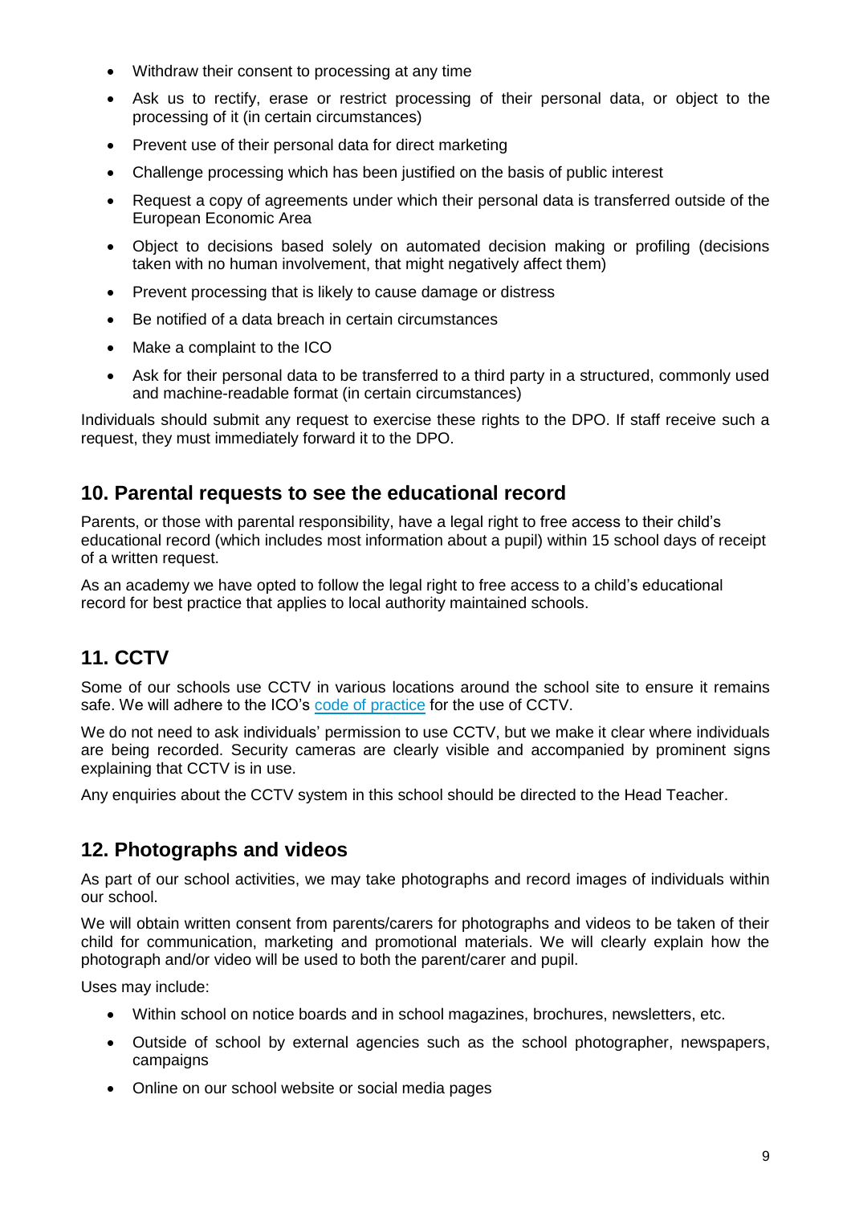- Withdraw their consent to processing at any time
- Ask us to rectify, erase or restrict processing of their personal data, or object to the processing of it (in certain circumstances)
- Prevent use of their personal data for direct marketing
- Challenge processing which has been justified on the basis of public interest
- Request a copy of agreements under which their personal data is transferred outside of the European Economic Area
- Object to decisions based solely on automated decision making or profiling (decisions taken with no human involvement, that might negatively affect them)
- Prevent processing that is likely to cause damage or distress
- Be notified of a data breach in certain circumstances
- Make a complaint to the ICO
- Ask for their personal data to be transferred to a third party in a structured, commonly used and machine-readable format (in certain circumstances)

Individuals should submit any request to exercise these rights to the DPO. If staff receive such a request, they must immediately forward it to the DPO.

## 10. Parental requests to see the educational record

Parents, or those with parental responsibility, have a legal right to free access to their child's educational record (which includes most information about a pupil) within 15 school days of receipt of a written request.

As an academy we have opted to follow the legal right to free access to a child's educational record for best practice that applies to local authority maintained schools.

## 11. CCTV

Some of our schools use CCTV in various locations around the school site to ensure it remains safe. We will adhere to the ICO's code of practice for the use of CCTV.

We do not need to ask individuals' permission to use CCTV, but we make it clear where individuals are being recorded. Security cameras are clearly visible and accompanied by prominent signs explaining that CCTV is in use.

Any enquiries about the CCTV system in this school should be directed to the Head Teacher.

## 12. Photographs and videos

As part of our school activities, we may take photographs and record images of individuals within our school.

We will obtain written consent from parents/carers for photographs and videos to be taken of their child for communication, marketing and promotional materials. We will clearly explain how the photograph and/or video will be used to both the parent/carer and pupil.

Uses may include:

- Within school on notice boards and in school magazines, brochures, newsletters, etc.
- Outside of school by external agencies such as the school photographer, newspapers, campaigns
- Online on our school website or social media pages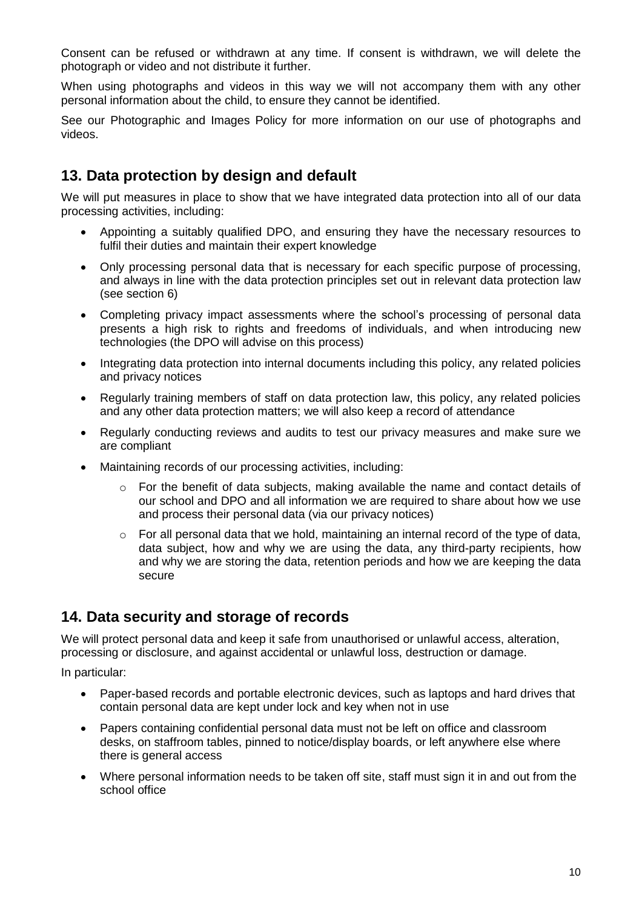Consent can be refused or withdrawn at any time. If consent is withdrawn, we will delete the photograph or video and not distribute it further.

When using photographs and videos in this way we will not accompany them with any other personal information about the child, to ensure they cannot be identified.

See our Photographic and Images Policy for more information on our use of photographs and videos.

## 13. Data protection by design and default

We will put measures in place to show that we have integrated data protection into all of our data processing activities, including:

- Appointing a suitably qualified DPO, and ensuring they have the necessary resources to fulfil their duties and maintain their expert knowledge
- Only processing personal data that is necessary for each specific purpose of processing, and always in line with the data protection principles set out in relevant data protection law (see section 6)
- Completing privacy impact assessments where the school's processing of personal data presents a high risk to rights and freedoms of individuals, and when introducing new technologies (the DPO will advise on this process)
- Integrating data protection into internal documents including this policy, any related policies and privacy notices
- Regularly training members of staff on data protection law, this policy, any related policies and any other data protection matters; we will also keep a record of attendance
- Regularly conducting reviews and audits to test our privacy measures and make sure we are compliant
- Maintaining records of our processing activities, including:
    - For the benefit of data subjects, making available the name and contact details of our school and DPO and all information we are required to share about how we use and process their personal data (via our privacy notices)
    - For all personal data that we hold, maintaining an internal record of the type of data, data subject, how and why we are using the data, any third-party recipients, how and why we are storing the data, retention periods and how we are keeping the data secure

## 14. Data security and storage of records

We will protect personal data and keep it safe from unauthorised or unlawful access, alteration, processing or disclosure, and against accidental or unlawful loss, destruction or damage.

In particular:

- Paper-based records and portable electronic devices, such as laptops and hard drives that contain personal data are kept under lock and key when not in use
- Papers containing confidential personal data must not be left on office and classroom desks, on staffroom tables, pinned to notice/display boards, or left anywhere else where there is general access
- Where personal information needs to be taken off site, staff must sign it in and out from the school office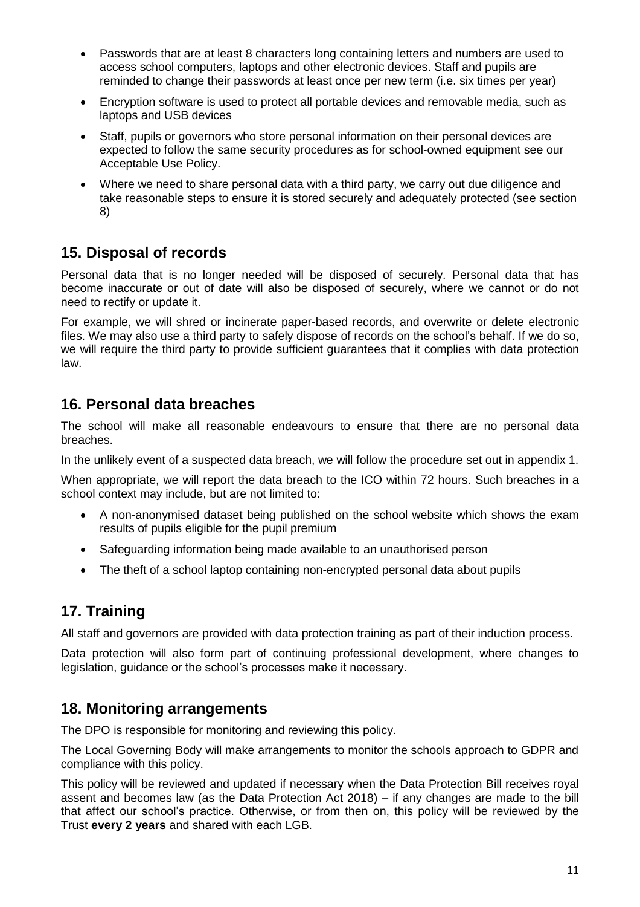- Passwords that are at least 8 characters long containing letters and numbers are used to access school computers, laptops and other electronic devices. Staff and pupils are reminded to change their passwords at least once per new term (i.e. six times per year)
- Encryption software is used to protect all portable devices and removable media, such as laptops and USB devices
- Staff, pupils or governors who store personal information on their personal devices are expected to follow the same security procedures as for school-owned equipment see our Acceptable Use Policy.
- Where we need to share personal data with a third party, we carry out due diligence and take reasonable steps to ensure it is stored securely and adequately protected (see section 8)

## 15. Disposal of records

Personal data that is no longer needed will be disposed of securely. Personal data that has become inaccurate or out of date will also be disposed of securely, where we cannot or do not need to rectify or update it.

For example, we will shred or incinerate paper-based records, and overwrite or delete electronic files. We may also use a third party to safely dispose of records on the school's behalf. If we do so, we will require the third party to provide sufficient guarantees that it complies with data protection law.

## 16. Personal data breaches

The school will make all reasonable endeavours to ensure that there are no personal data breaches.

In the unlikely event of a suspected data breach, we will follow the procedure set out in appendix 1.

When appropriate, we will report the data breach to the ICO within 72 hours. Such breaches in a school context may include, but are not limited to:

- A non-anonymised dataset being published on the school website which shows the exam results of pupils eligible for the pupil premium
- Safeguarding information being made available to an unauthorised person
- The theft of a school laptop containing non-encrypted personal data about pupils

## 17. Training

All staff and governors are provided with data protection training as part of their induction process.

Data protection will also form part of continuing professional development, where changes to legislation, guidance or the school's processes make it necessary.

## 18. Monitoring arrangements

The DPO is responsible for monitoring and reviewing this policy.

The Local Governing Body will make arrangements to monitor the schools approach to GDPR and compliance with this policy.

This policy will be reviewed and updated if necessary when the Data Protection Bill receives royal assent and becomes law (as the Data Protection Act 2018) – if any changes are made to the bill that affect our school's practice. Otherwise, or from then on, this policy will be reviewed by the Trust **every 2 years** and shared with each LGB.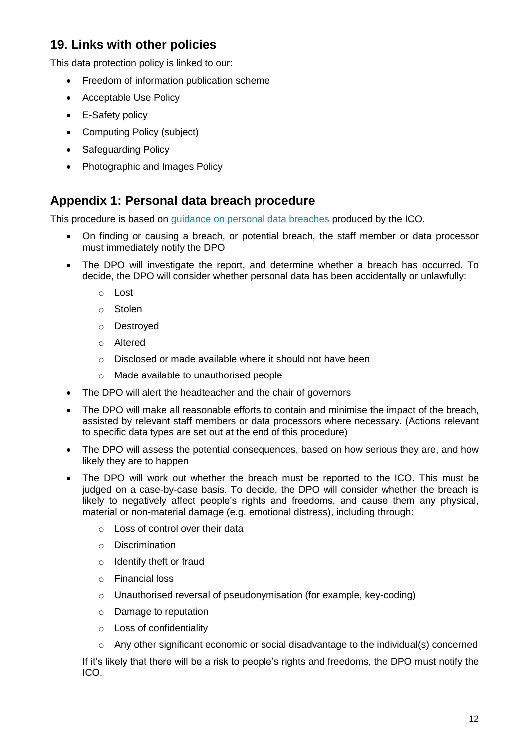## 19. Links with other policies

This data protection policy is linked to our:

- Freedom of information publication scheme
- Acceptable Use Policy
- E-Safety policy
- Computing Policy (subject)
- Safeguarding Policy
- Photographic and Images Policy

## Appendix 1: Personal data breach procedure

This procedure is based on guidance on personal data breaches produced by the ICO.

- On finding or causing a breach, or potential breach, the staff member or data processor must immediately notify the DPO
- The DPO will investigate the report, and determine whether a breach has occurred. To decide, the DPO will consider whether personal data has been accidentally or unlawfully:
    - Lost
    - Stolen
    - Destroyed
    - Altered
    - Disclosed or made available where it should not have been
    - Made available to unauthorised people
- The DPO will alert the headteacher and the chair of governors
- The DPO will make all reasonable efforts to contain and minimise the impact of the breach, assisted by relevant staff members or data processors where necessary. (Actions relevant to specific data types are set out at the end of this procedure)
- The DPO will assess the potential consequences, based on how serious they are, and how likely they are to happen
- The DPO will work out whether the breach must be reported to the ICO. This must be judged on a case-by-case basis. To decide, the DPO will consider whether the breach is likely to negatively affect people's rights and freedoms, and cause them any physical, material or non-material damage (e.g. emotional distress), including through:
    - Loss of control over their data
    - Discrimination
    - Identify theft or fraud
    - Financial loss
    - Unauthorised reversal of pseudonymisation (for example, key-coding)
    - Damage to reputation
    - Loss of confidentiality
    - Any other significant economic or social disadvantage to the individual(s) concerned

  If it's likely that there will be a risk to people's rights and freedoms, the DPO must notify the ICO.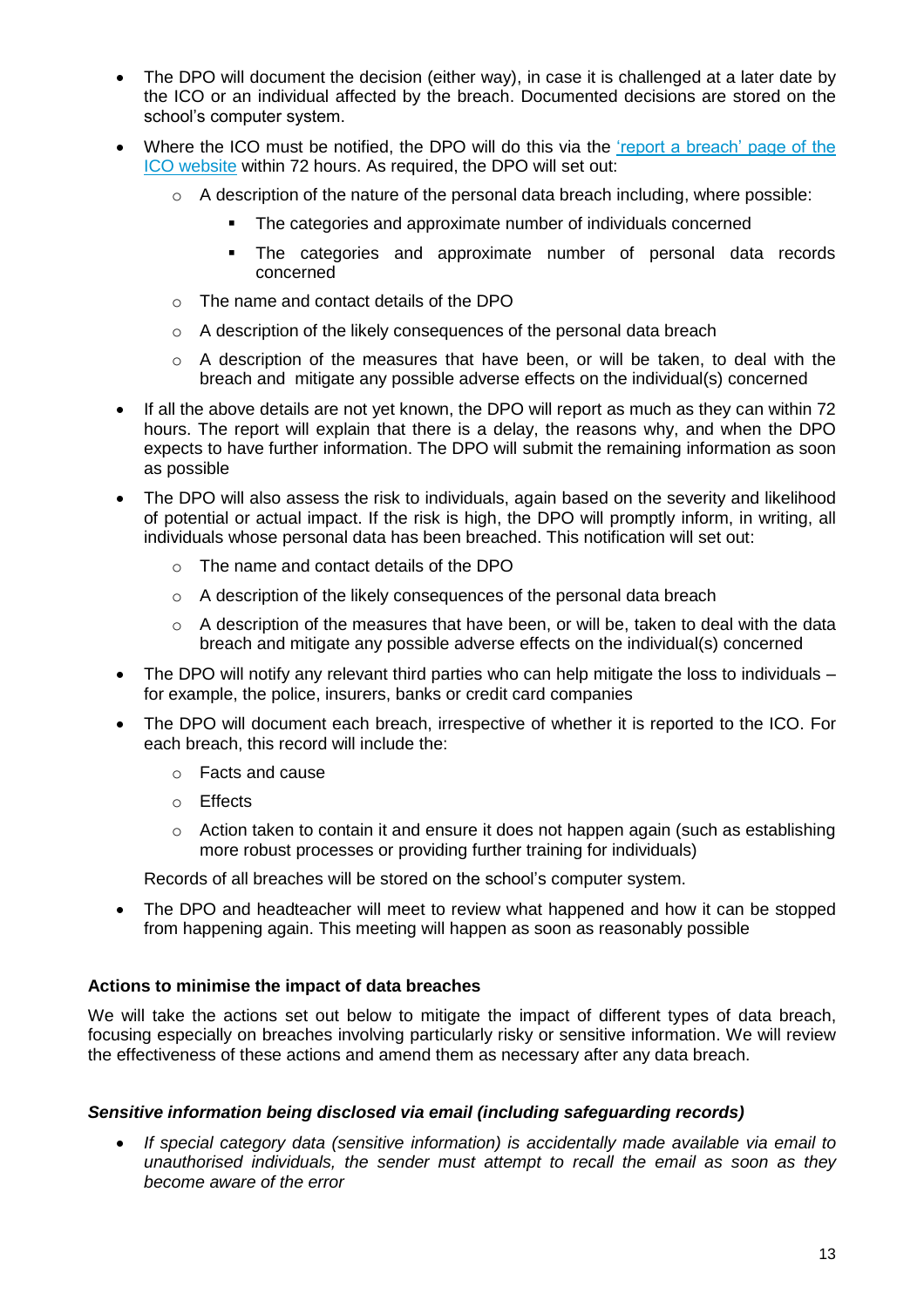- The DPO will document the decision (either way), in case it is challenged at a later date by the ICO or an individual affected by the breach. Documented decisions are stored on the school's computer system.
- Where the ICO must be notified, the DPO will do this via the ['report a breach' page of the ICO website]() within 72 hours. As required, the DPO will set out:
    - A description of the nature of the personal data breach including, where possible:
        - The categories and approximate number of individuals concerned
        - The categories and approximate number of personal data records concerned
    - The name and contact details of the DPO
    - A description of the likely consequences of the personal data breach
    - A description of the measures that have been, or will be taken, to deal with the breach and mitigate any possible adverse effects on the individual(s) concerned
- If all the above details are not yet known, the DPO will report as much as they can within 72 hours. The report will explain that there is a delay, the reasons why, and when the DPO expects to have further information. The DPO will submit the remaining information as soon as possible
- The DPO will also assess the risk to individuals, again based on the severity and likelihood of potential or actual impact. If the risk is high, the DPO will promptly inform, in writing, all individuals whose personal data has been breached. This notification will set out:
    - The name and contact details of the DPO
    - A description of the likely consequences of the personal data breach
    - A description of the measures that have been, or will be, taken to deal with the data breach and mitigate any possible adverse effects on the individual(s) concerned
- The DPO will notify any relevant third parties who can help mitigate the loss to individuals – for example, the police, insurers, banks or credit card companies
- The DPO will document each breach, irrespective of whether it is reported to the ICO. For each breach, this record will include the:
    - Facts and cause
    - Effects
    - Action taken to contain it and ensure it does not happen again (such as establishing more robust processes or providing further training for individuals)

  Records of all breaches will be stored on the school's computer system.
- The DPO and headteacher will meet to review what happened and how it can be stopped from happening again. This meeting will happen as soon as reasonably possible

**Actions to minimise the impact of data breaches**

We will take the actions set out below to mitigate the impact of different types of data breach, focusing especially on breaches involving particularly risky or sensitive information. We will review the effectiveness of these actions and amend them as necessary after any data breach.

***Sensitive information being disclosed via email (including safeguarding records)***

- *If special category data (sensitive information) is accidentally made available via email to unauthorised individuals, the sender must attempt to recall the email as soon as they become aware of the error*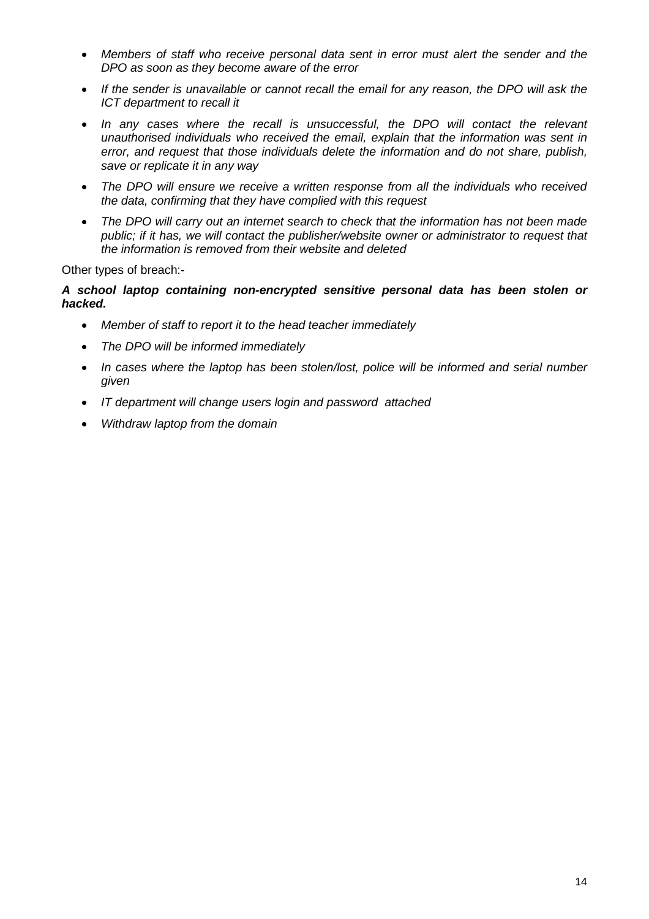- *Members of staff who receive personal data sent in error must alert the sender and the DPO as soon as they become aware of the error*
- *If the sender is unavailable or cannot recall the email for any reason, the DPO will ask the ICT department to recall it*
- *In any cases where the recall is unsuccessful, the DPO will contact the relevant unauthorised individuals who received the email, explain that the information was sent in error, and request that those individuals delete the information and do not share, publish, save or replicate it in any way*
- *The DPO will ensure we receive a written response from all the individuals who received the data, confirming that they have complied with this request*
- *The DPO will carry out an internet search to check that the information has not been made public; if it has, we will contact the publisher/website owner or administrator to request that the information is removed from their website and deleted*

Other types of breach:-

***A school laptop containing non-encrypted sensitive personal data has been stolen or hacked.***

- *Member of staff to report it to the head teacher immediately*
- *The DPO will be informed immediately*
- *In cases where the laptop has been stolen/lost, police will be informed and serial number given*
- *IT department will change users login and password attached*
- *Withdraw laptop from the domain*